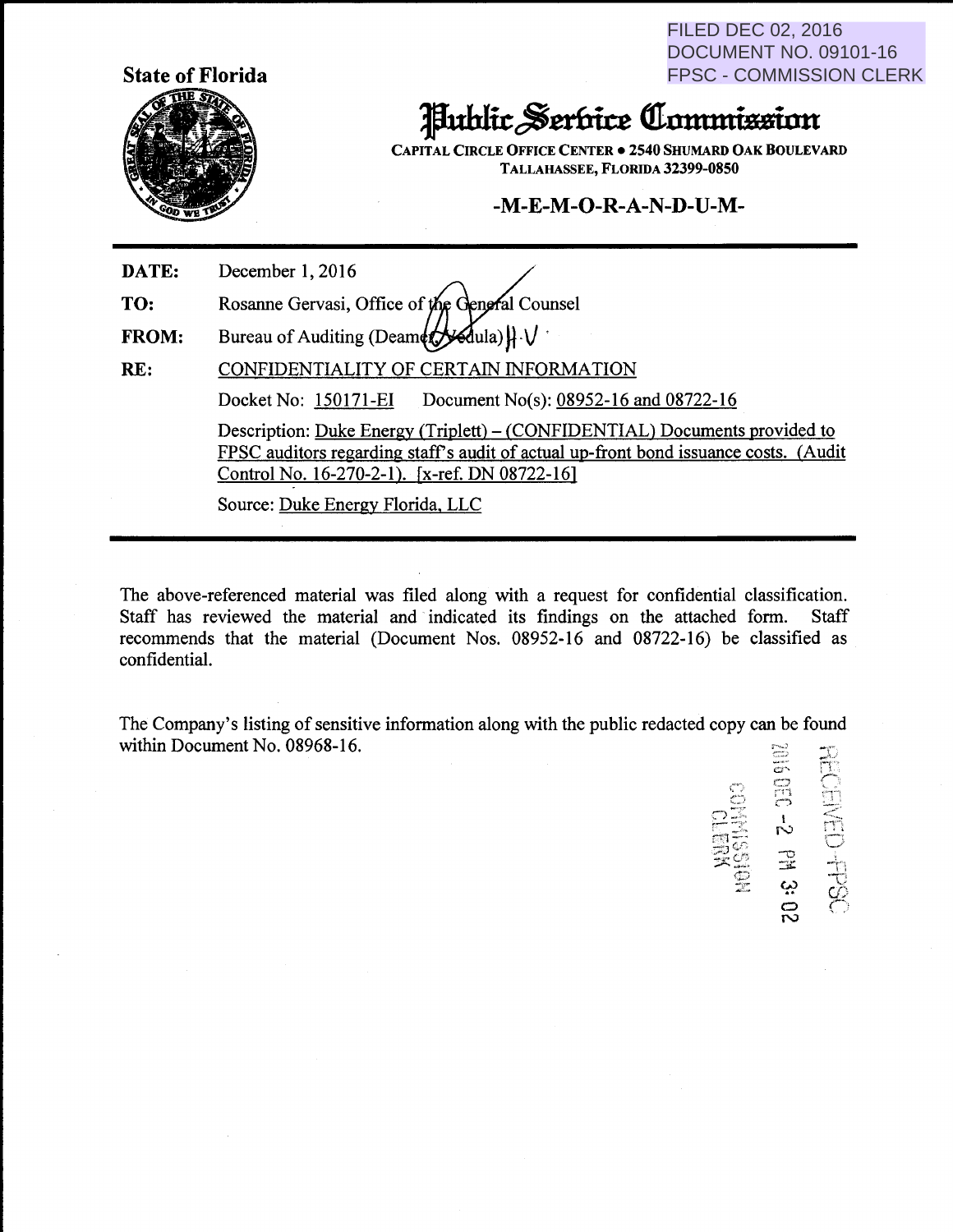FILED DEC 02, 2016
DOCUMENT NO. 09101-16
FPSC - COMMISSION CLERK

**State of Florida**

# Public Service Commission

**CAPITAL CIRCLE OFFICE CENTER • 2540 SHUMARD OAK BOULEVARD**
**TALLAHASSEE, FLORIDA 32399-0850**

## -M-E-M-O-R-A-N-D-U-M-

---

**DATE:** December 1, 2016

**TO:** Rosanne Gervasi, Office of the General Counsel

**FROM:** Bureau of Auditing (Deamer, Vedula)

**RE:** CONFIDENTIALITY OF CERTAIN INFORMATION

Docket No: 150171-EI     Document No(s): 08952-16 and 08722-16

Description: Duke Energy (Triplett) – (CONFIDENTIAL) Documents provided to FPSC auditors regarding staff's audit of actual up-front bond issuance costs. (Audit Control No. 16-270-2-1). [x-ref. DN 08722-16]

Source: Duke Energy Florida, LLC

---

The above-referenced material was filed along with a request for confidential classification. Staff has reviewed the material and indicated its findings on the attached form. Staff recommends that the material (Document Nos. 08952-16 and 08722-16) be classified as confidential.

The Company's listing of sensitive information along with the public redacted copy can be found within Document No. 08968-16.

RECEIVED-FPSC
2016 DEC -2 PM 3:02
COMMISSION CLERK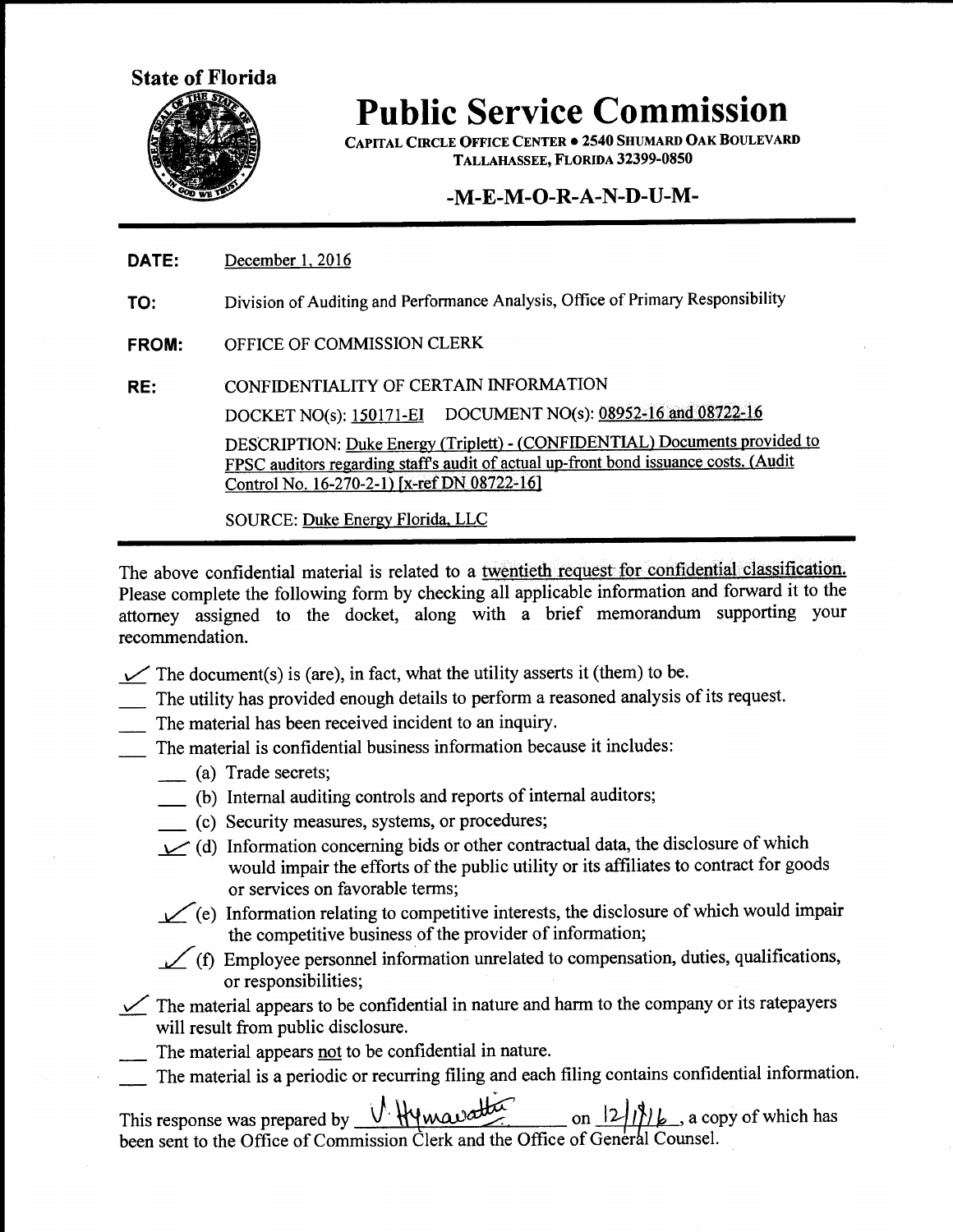**State of Florida**

# Public Service Commission

CAPITAL CIRCLE OFFICE CENTER • 2540 SHUMARD OAK BOULEVARD
TALLAHASSEE, FLORIDA 32399-0850

## -M-E-M-O-R-A-N-D-U-M-

**DATE:** December 1, 2016

**TO:** Division of Auditing and Performance Analysis, Office of Primary Responsibility

**FROM:** OFFICE OF COMMISSION CLERK

**RE:** CONFIDENTIALITY OF CERTAIN INFORMATION

DOCKET NO(s): 150171-EI DOCUMENT NO(s): 08952-16 and 08722-16

DESCRIPTION: Duke Energy (Triplett) - (CONFIDENTIAL) Documents provided to FPSC auditors regarding staff's audit of actual up-front bond issuance costs. (Audit Control No. 16-270-2-1) [x-ref DN 08722-16]

SOURCE: Duke Energy Florida, LLC

---

The above confidential material is related to a twentieth request for confidential classification. Please complete the following form by checking all applicable information and forward it to the attorney assigned to the docket, along with a brief memorandum supporting your recommendation.

- ✓ The document(s) is (are), in fact, what the utility asserts it (them) to be.
- ___ The utility has provided enough details to perform a reasoned analysis of its request.
- ___ The material has been received incident to an inquiry.
- ___ The material is confidential business information because it includes:
  - ___ (a) Trade secrets;
  - ___ (b) Internal auditing controls and reports of internal auditors;
  - ___ (c) Security measures, systems, or procedures;
  - ✓ (d) Information concerning bids or other contractual data, the disclosure of which would impair the efforts of the public utility or its affiliates to contract for goods or services on favorable terms;
  - ✓ (e) Information relating to competitive interests, the disclosure of which would impair the competitive business of the provider of information;
  - ✓ (f) Employee personnel information unrelated to compensation, duties, qualifications, or responsibilities;
- ✓ The material appears to be confidential in nature and harm to the company or its ratepayers will result from public disclosure.
- ___ The material appears not to be confidential in nature.
- ___ The material is a periodic or recurring filing and each filing contains confidential information.

This response was prepared by V. Hymavathi on 12/1/16, a copy of which has been sent to the Office of Commission Clerk and the Office of General Counsel.